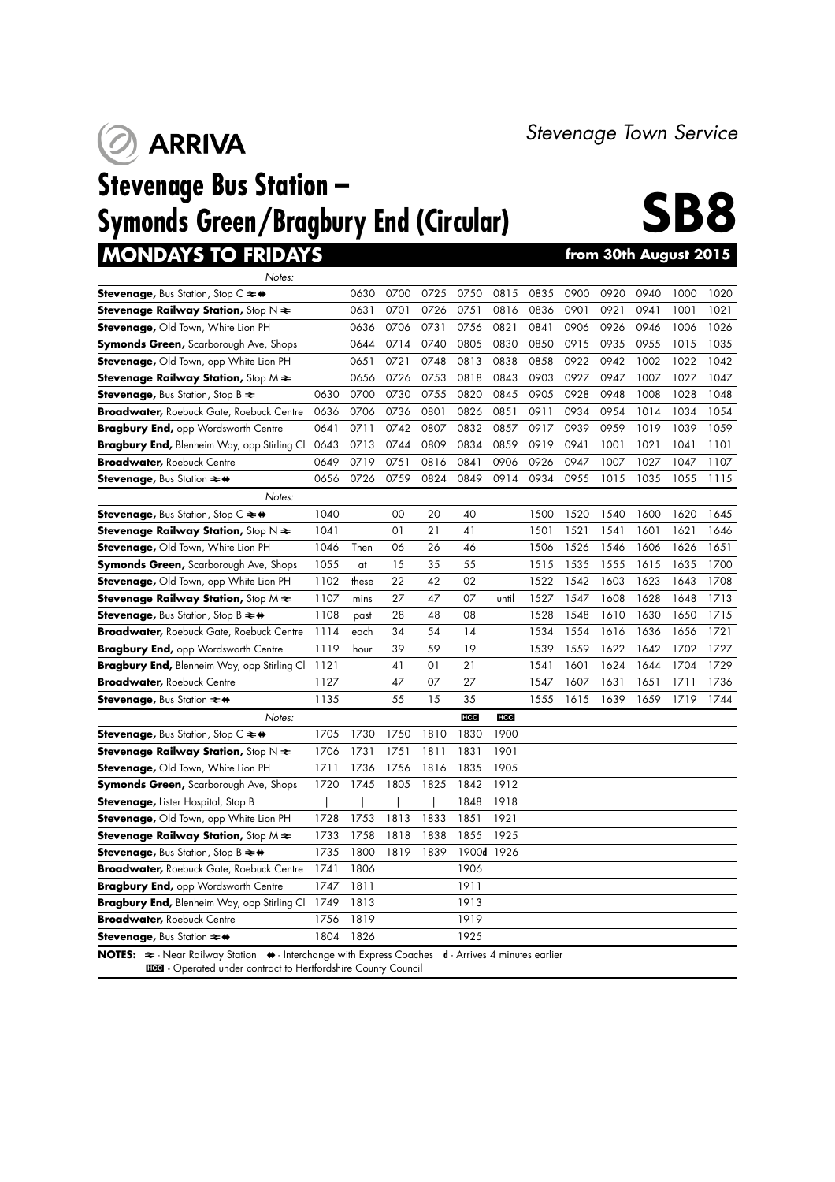# Stevenage Town Service

## ARRIVA

# Stevenage Bus Station – Symonds Green/Bragbury End (Circular)

# SB8

## MONDAYS TO FRIDAYS — from 30th August 2015

| Notes: | | | | | | | | | | | | |
|---|---|---|---|---|---|---|---|---|---|---|---|---|
| **Stevenage,** Bus Station, Stop C ⇌ ↔ | | 0630 | 0700 | 0725 | 0750 | 0815 | 0835 | 0900 | 0920 | 0940 | 1000 | 1020 |
| **Stevenage Railway Station,** Stop N ⇌ | | 0631 | 0701 | 0726 | 0751 | 0816 | 0836 | 0901 | 0921 | 0941 | 1001 | 1021 |
| **Stevenage,** Old Town, White Lion PH | | 0636 | 0706 | 0731 | 0756 | 0821 | 0841 | 0906 | 0926 | 0946 | 1006 | 1026 |
| **Symonds Green,** Scarborough Ave, Shops | | 0644 | 0714 | 0740 | 0805 | 0830 | 0850 | 0915 | 0935 | 0955 | 1015 | 1035 |
| **Stevenage,** Old Town, opp White Lion PH | | 0651 | 0721 | 0748 | 0813 | 0838 | 0858 | 0922 | 0942 | 1002 | 1022 | 1042 |
| **Stevenage Railway Station,** Stop M ⇌ | | 0656 | 0726 | 0753 | 0818 | 0843 | 0903 | 0927 | 0947 | 1007 | 1027 | 1047 |
| **Stevenage,** Bus Station, Stop B ⇌ | 0630 | 0700 | 0730 | 0755 | 0820 | 0845 | 0905 | 0928 | 0948 | 1008 | 1028 | 1048 |
| **Broadwater,** Roebuck Gate, Roebuck Centre | 0636 | 0706 | 0736 | 0801 | 0826 | 0851 | 0911 | 0934 | 0954 | 1014 | 1034 | 1054 |
| **Bragbury End,** opp Wordsworth Centre | 0641 | 0711 | 0742 | 0807 | 0832 | 0857 | 0917 | 0939 | 0959 | 1019 | 1039 | 1059 |
| **Bragbury End,** Blenheim Way, opp Stirling Cl | 0643 | 0713 | 0744 | 0809 | 0834 | 0859 | 0919 | 0941 | 1001 | 1021 | 1041 | 1101 |
| **Broadwater,** Roebuck Centre | 0649 | 0719 | 0751 | 0816 | 0841 | 0906 | 0926 | 0947 | 1007 | 1027 | 1047 | 1107 |
| **Stevenage,** Bus Station ⇌ ↔ | 0656 | 0726 | 0759 | 0824 | 0849 | 0914 | 0934 | 0955 | 1015 | 1035 | 1055 | 1115 |

| Notes: | | | | | | | | | | | | |
|---|---|---|---|---|---|---|---|---|---|---|---|---|
| **Stevenage,** Bus Station, Stop C ⇌ ↔ | 1040 | | 00 | 20 | 40 | | 1500 | 1520 | 1540 | 1600 | 1620 | 1645 |
| **Stevenage Railway Station,** Stop N ⇌ | 1041 | | 01 | 21 | 41 | | 1501 | 1521 | 1541 | 1601 | 1621 | 1646 |
| **Stevenage,** Old Town, White Lion PH | 1046 | Then | 06 | 26 | 46 | | 1506 | 1526 | 1546 | 1606 | 1626 | 1651 |
| **Symonds Green,** Scarborough Ave, Shops | 1055 | at | 15 | 35 | 55 | | 1515 | 1535 | 1555 | 1615 | 1635 | 1700 |
| **Stevenage,** Old Town, opp White Lion PH | 1102 | these | 22 | 42 | 02 | | 1522 | 1542 | 1603 | 1623 | 1643 | 1708 |
| **Stevenage Railway Station,** Stop M ⇌ | 1107 | mins | 27 | 47 | 07 | until | 1527 | 1547 | 1608 | 1628 | 1648 | 1713 |
| **Stevenage,** Bus Station, Stop B ⇌ ↔ | 1108 | past | 28 | 48 | 08 | | 1528 | 1548 | 1610 | 1630 | 1650 | 1715 |
| **Broadwater,** Roebuck Gate, Roebuck Centre | 1114 | each | 34 | 54 | 14 | | 1534 | 1554 | 1616 | 1636 | 1656 | 1721 |
| **Bragbury End,** opp Wordsworth Centre | 1119 | hour | 39 | 59 | 19 | | 1539 | 1559 | 1622 | 1642 | 1702 | 1727 |
| **Bragbury End,** Blenheim Way, opp Stirling Cl | 1121 | | 41 | 01 | 21 | | 1541 | 1601 | 1624 | 1644 | 1704 | 1729 |
| **Broadwater,** Roebuck Centre | 1127 | | 47 | 07 | 27 | | 1547 | 1607 | 1631 | 1651 | 1711 | 1736 |
| **Stevenage,** Bus Station ⇌ ↔ | 1135 | | 55 | 15 | 35 | | 1555 | 1615 | 1639 | 1659 | 1719 | 1744 |

| Notes: | | | | | HCC | HCC |
|---|---|---|---|---|---|---|
| **Stevenage,** Bus Station, Stop C ⇌ ↔ | 1705 | 1730 | 1750 | 1810 | 1830 | 1900 |
| **Stevenage Railway Station,** Stop N ⇌ | 1706 | 1731 | 1751 | 1811 | 1831 | 1901 |
| **Stevenage,** Old Town, White Lion PH | 1711 | 1736 | 1756 | 1816 | 1835 | 1905 |
| **Symonds Green,** Scarborough Ave, Shops | 1720 | 1745 | 1805 | 1825 | 1842 | 1912 |
| **Stevenage,** Lister Hospital, Stop B | \| | \| | \| | \| | 1848 | 1918 |
| **Stevenage,** Old Town, opp White Lion PH | 1728 | 1753 | 1813 | 1833 | 1851 | 1921 |
| **Stevenage Railway Station,** Stop M ⇌ | 1733 | 1758 | 1818 | 1838 | 1855 | 1925 |
| **Stevenage,** Bus Station, Stop B ⇌ ↔ | 1735 | 1800 | 1819 | 1839 | 1900**d** | 1926 |
| **Broadwater,** Roebuck Gate, Roebuck Centre | 1741 | 1806 | | | 1906 | |
| **Bragbury End,** opp Wordsworth Centre | 1747 | 1811 | | | 1911 | |
| **Bragbury End,** Blenheim Way, opp Stirling Cl | 1749 | 1813 | | | 1913 | |
| **Broadwater,** Roebuck Centre | 1756 | 1819 | | | 1919 | |
| **Stevenage,** Bus Station ⇌ ↔ | 1804 | 1826 | | | 1925 | |

**NOTES:** ⇌ - Near Railway Station ↔ - Interchange with Express Coaches **d** - Arrives 4 minutes earlier
HCC - Operated under contract to Hertfordshire County Council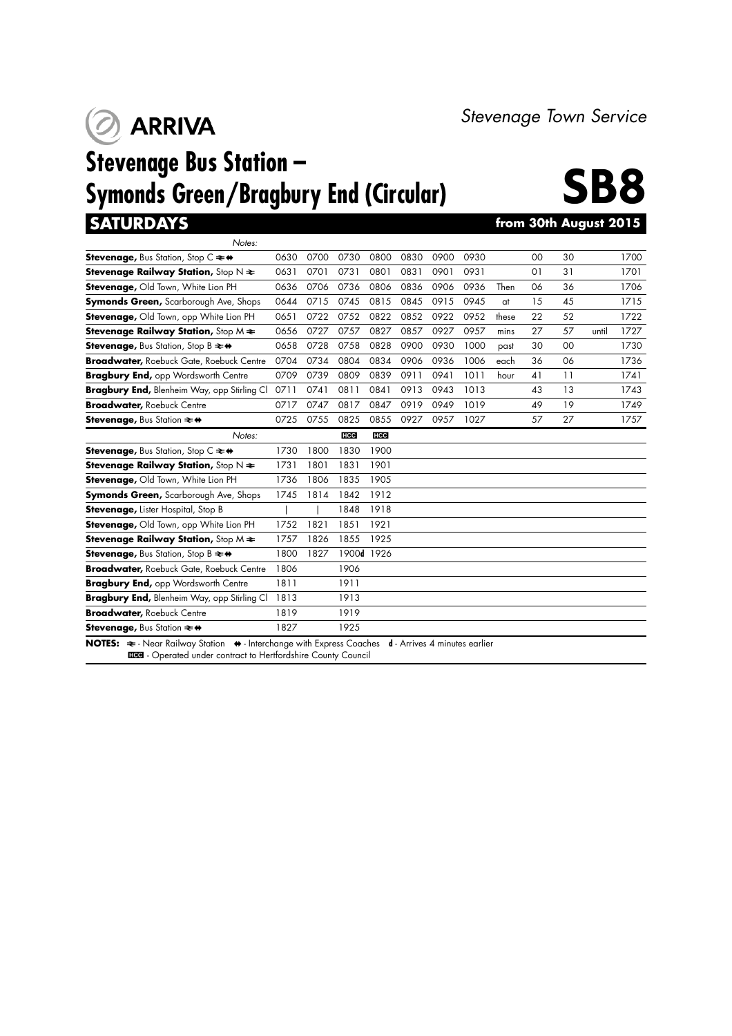ARRIVA

*Stevenage Town Service*

# Stevenage Bus Station – Symonds Green/Bragbury End (Circular)

# SB8

## SATURDAYS

**from 30th August 2015**

| *Notes:* | | | | | | | | | | | | |
|---|---|---|---|---|---|---|---|---|---|---|---|---|
| **Stevenage,** Bus Station, Stop C ⇌ ⇔ | 0630 | 0700 | 0730 | 0800 | 0830 | 0900 | 0930 | | 00 | 30 | | 1700 |
| **Stevenage Railway Station,** Stop N ⇌ | 0631 | 0701 | 0731 | 0801 | 0831 | 0901 | 0931 | | 01 | 31 | | 1701 |
| **Stevenage,** Old Town, White Lion PH | 0636 | 0706 | 0736 | 0806 | 0836 | 0906 | 0936 | Then | 06 | 36 | | 1706 |
| **Symonds Green,** Scarborough Ave, Shops | 0644 | 0715 | 0745 | 0815 | 0845 | 0915 | 0945 | at | 15 | 45 | | 1715 |
| **Stevenage,** Old Town, opp White Lion PH | 0651 | 0722 | 0752 | 0822 | 0852 | 0922 | 0952 | these | 22 | 52 | | 1722 |
| **Stevenage Railway Station,** Stop M ⇌ | 0656 | 0727 | 0757 | 0827 | 0857 | 0927 | 0957 | mins | 27 | 57 | until | 1727 |
| **Stevenage,** Bus Station, Stop B ⇌ ⇔ | 0658 | 0728 | 0758 | 0828 | 0900 | 0930 | 1000 | past | 30 | 00 | | 1730 |
| **Broadwater,** Roebuck Gate, Roebuck Centre | 0704 | 0734 | 0804 | 0834 | 0906 | 0936 | 1006 | each | 36 | 06 | | 1736 |
| **Bragbury End,** opp Wordsworth Centre | 0709 | 0739 | 0809 | 0839 | 0911 | 0941 | 1011 | hour | 41 | 11 | | 1741 |
| **Bragbury End,** Blenheim Way, opp Stirling Cl | 0711 | 0741 | 0811 | 0841 | 0913 | 0943 | 1013 | | 43 | 13 | | 1743 |
| **Broadwater,** Roebuck Centre | 0717 | 0747 | 0817 | 0847 | 0919 | 0949 | 1019 | | 49 | 19 | | 1749 |
| **Stevenage,** Bus Station ⇌ ⇔ | 0725 | 0755 | 0825 | 0855 | 0927 | 0957 | 1027 | | 57 | 27 | | 1757 |

| *Notes:* | | | HCC | HCC |
|---|---|---|---|---|
| **Stevenage,** Bus Station, Stop C ⇌ ⇔ | 1730 | 1800 | 1830 | 1900 |
| **Stevenage Railway Station,** Stop N ⇌ | 1731 | 1801 | 1831 | 1901 |
| **Stevenage,** Old Town, White Lion PH | 1736 | 1806 | 1835 | 1905 |
| **Symonds Green,** Scarborough Ave, Shops | 1745 | 1814 | 1842 | 1912 |
| **Stevenage,** Lister Hospital, Stop B | \| | \| | 1848 | 1918 |
| **Stevenage,** Old Town, opp White Lion PH | 1752 | 1821 | 1851 | 1921 |
| **Stevenage Railway Station,** Stop M ⇌ | 1757 | 1826 | 1855 | 1925 |
| **Stevenage,** Bus Station, Stop B ⇌ ⇔ | 1800 | 1827 | 1900**d** | 1926 |
| **Broadwater,** Roebuck Gate, Roebuck Centre | 1806 | | 1906 | |
| **Bragbury End,** opp Wordsworth Centre | 1811 | | 1911 | |
| **Bragbury End,** Blenheim Way, opp Stirling Cl | 1813 | | 1913 | |
| **Broadwater,** Roebuck Centre | 1819 | | 1919 | |
| **Stevenage,** Bus Station ⇌ ⇔ | 1827 | | 1925 | |

**NOTES:** ⇌ - Near Railway Station ⇔ - Interchange with Express Coaches **d** - Arrives 4 minutes earlier
HCC - Operated under contract to Hertfordshire County Council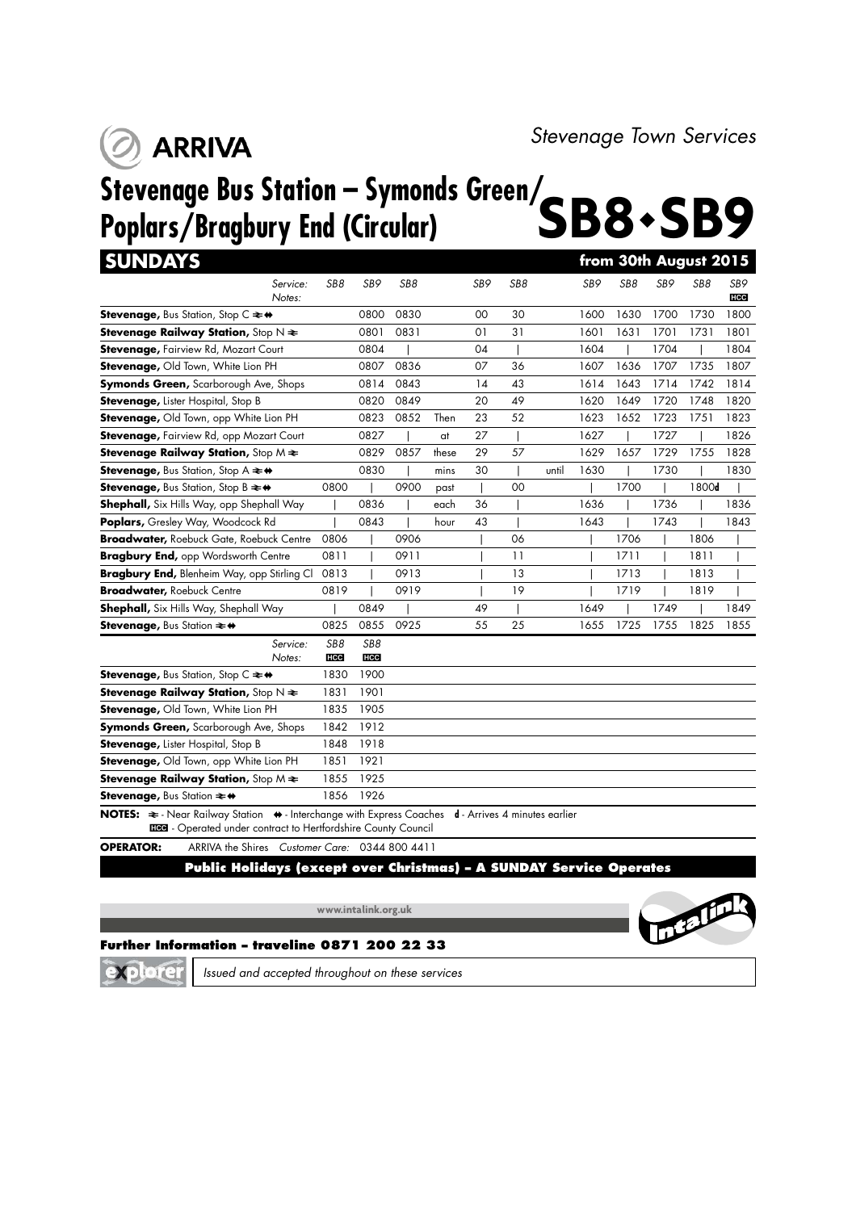ARRIVA

*Stevenage Town Services*

# Stevenage Bus Station – Symonds Green/ Poplars/Bragbury End (Circular)

# SB8 • SB9

## SUNDAYS

**from 30th August 2015**

| Service: | SB8 | SB9 | SB8 | | SB9 | SB8 | | SB9 | SB8 | SB9 | SB8 | SB9 |
|---|---|---|---|---|---|---|---|---|---|---|---|---|
| Notes: | | | | | | | | | | | | HCC |
| **Stevenage,** Bus Station, Stop C ≉ ⇼ | | 0800 | 0830 | | 00 | 30 | | 1600 | 1630 | 1700 | 1730 | 1800 |
| **Stevenage Railway Station,** Stop N ≉ | | 0801 | 0831 | | 01 | 31 | | 1601 | 1631 | 1701 | 1731 | 1801 |
| **Stevenage,** Fairview Rd, Mozart Court | | 0804 | \| | | 04 | \| | | 1604 | \| | 1704 | \| | 1804 |
| **Stevenage,** Old Town, White Lion PH | | 0807 | 0836 | | 07 | 36 | | 1607 | 1636 | 1707 | 1735 | 1807 |
| **Symonds Green,** Scarborough Ave, Shops | | 0814 | 0843 | | 14 | 43 | | 1614 | 1643 | 1714 | 1742 | 1814 |
| **Stevenage,** Lister Hospital, Stop B | | 0820 | 0849 | | 20 | 49 | | 1620 | 1649 | 1720 | 1748 | 1820 |
| **Stevenage,** Old Town, opp White Lion PH | | 0823 | 0852 | Then | 23 | 52 | | 1623 | 1652 | 1723 | 1751 | 1823 |
| **Stevenage,** Fairview Rd, opp Mozart Court | | 0827 | \| | at | 27 | \| | | 1627 | \| | 1727 | \| | 1826 |
| **Stevenage Railway Station,** Stop M ≉ | | 0829 | 0857 | these | 29 | 57 | | 1629 | 1657 | 1729 | 1755 | 1828 |
| **Stevenage,** Bus Station, Stop A ≉ ⇼ | | 0830 | \| | mins | 30 | \| | until | 1630 | \| | 1730 | \| | 1830 |
| **Stevenage,** Bus Station, Stop B ≉ ⇼ | 0800 | \| | 0900 | past | \| | 00 | | \| | 1700 | \| | 1800d | \| |
| **Shephall,** Six Hills Way, opp Shephall Way | \| | 0836 | \| | each | 36 | \| | | 1636 | \| | 1736 | \| | 1836 |
| **Poplars,** Gresley Way, Woodcock Rd | \| | 0843 | \| | hour | 43 | \| | | 1643 | \| | 1743 | \| | 1843 |
| **Broadwater,** Roebuck Gate, Roebuck Centre | 0806 | \| | 0906 | | \| | 06 | | \| | 1706 | \| | 1806 | \| |
| **Bragbury End,** opp Wordsworth Centre | 0811 | \| | 0911 | | \| | 11 | | \| | 1711 | \| | 1811 | \| |
| **Bragbury End,** Blenheim Way, opp Stirling Cl | 0813 | \| | 0913 | | \| | 13 | | \| | 1713 | \| | 1813 | \| |
| **Broadwater,** Roebuck Centre | 0819 | \| | 0919 | | \| | 19 | | \| | 1719 | \| | 1819 | \| |
| **Shephall,** Six Hills Way, Shephall Way | \| | 0849 | \| | | 49 | \| | | 1649 | \| | 1749 | \| | 1849 |
| **Stevenage,** Bus Station ≉ ⇼ | 0825 | 0855 | 0925 | | 55 | 25 | | 1655 | 1725 | 1755 | 1825 | 1855 |

| Service: | SB8 | SB8 |
|---|---|---|
| Notes: | HCC | HCC |
| **Stevenage,** Bus Station, Stop C ≉ ⇼ | 1830 | 1900 |
| **Stevenage Railway Station,** Stop N ≉ | 1831 | 1901 |
| **Stevenage,** Old Town, White Lion PH | 1835 | 1905 |
| **Symonds Green,** Scarborough Ave, Shops | 1842 | 1912 |
| **Stevenage,** Lister Hospital, Stop B | 1848 | 1918 |
| **Stevenage,** Old Town, opp White Lion PH | 1851 | 1921 |
| **Stevenage Railway Station,** Stop M ≉ | 1855 | 1925 |
| **Stevenage,** Bus Station ≉ ⇼ | 1856 | 1926 |

**NOTES:** ≉ - Near Railway Station ⇼ - Interchange with Express Coaches **d** - Arrives 4 minutes earlier
HCC - Operated under contract to Hertfordshire County Council

**OPERATOR:** ARRIVA the Shires *Customer Care:* 0344 800 4411

**Public Holidays (except over Christmas) – A SUNDAY Service Operates**

www.intalink.org.uk

Intalink

**Further Information – traveline 0871 200 22 33**

explorer *Issued and accepted throughout on these services*